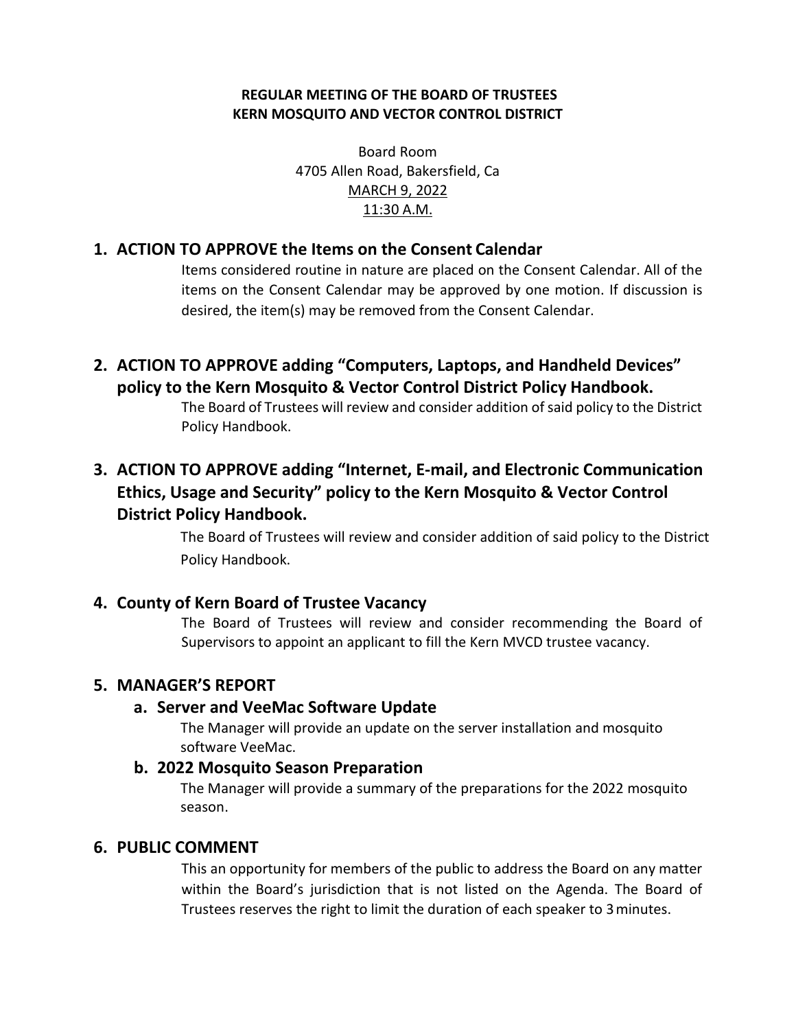**REGULAR MEETING OF THE BOARD OF TRUSTEES**
**KERN MOSQUITO AND VECTOR CONTROL DISTRICT**

Board Room
4705 Allen Road, Bakersfield, Ca
MARCH 9, 2022
11:30 A.M.

## 1. ACTION TO APPROVE the Items on the Consent Calendar

Items considered routine in nature are placed on the Consent Calendar. All of the items on the Consent Calendar may be approved by one motion. If discussion is desired, the item(s) may be removed from the Consent Calendar.

## 2. ACTION TO APPROVE adding "Computers, Laptops, and Handheld Devices" policy to the Kern Mosquito & Vector Control District Policy Handbook.

The Board of Trustees will review and consider addition of said policy to the District Policy Handbook.

## 3. ACTION TO APPROVE adding "Internet, E-mail, and Electronic Communication Ethics, Usage and Security" policy to the Kern Mosquito & Vector Control District Policy Handbook.

The Board of Trustees will review and consider addition of said policy to the District Policy Handbook.

## 4. County of Kern Board of Trustee Vacancy

The Board of Trustees will review and consider recommending the Board of Supervisors to appoint an applicant to fill the Kern MVCD trustee vacancy.

## 5. MANAGER'S REPORT

### a. Server and VeeMac Software Update

The Manager will provide an update on the server installation and mosquito software VeeMac.

### b. 2022 Mosquito Season Preparation

The Manager will provide a summary of the preparations for the 2022 mosquito season.

## 6. PUBLIC COMMENT

This an opportunity for members of the public to address the Board on any matter within the Board's jurisdiction that is not listed on the Agenda. The Board of Trustees reserves the right to limit the duration of each speaker to 3 minutes.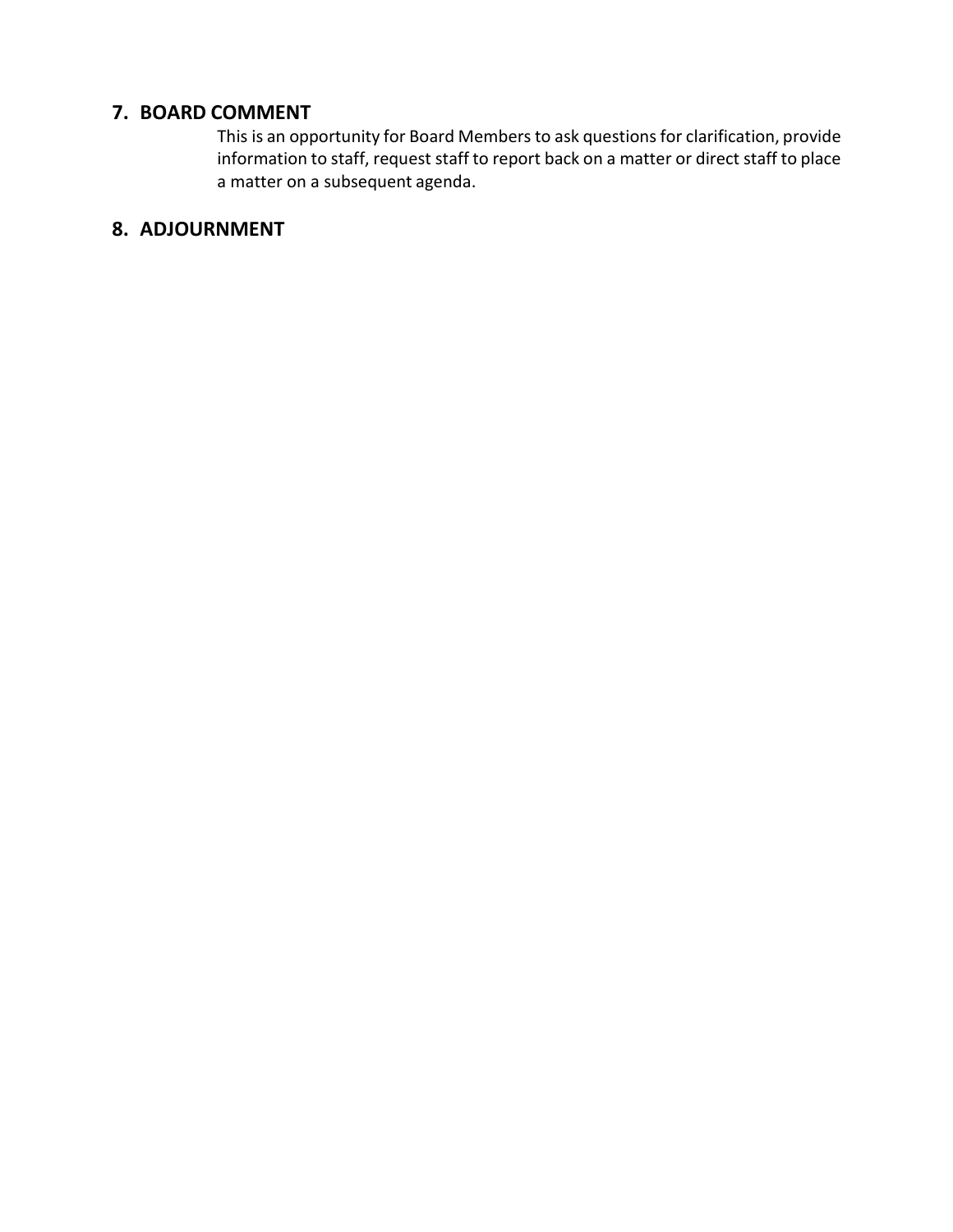## 7. BOARD COMMENT

This is an opportunity for Board Members to ask questions for clarification, provide information to staff, request staff to report back on a matter or direct staff to place a matter on a subsequent agenda.

## 8. ADJOURNMENT